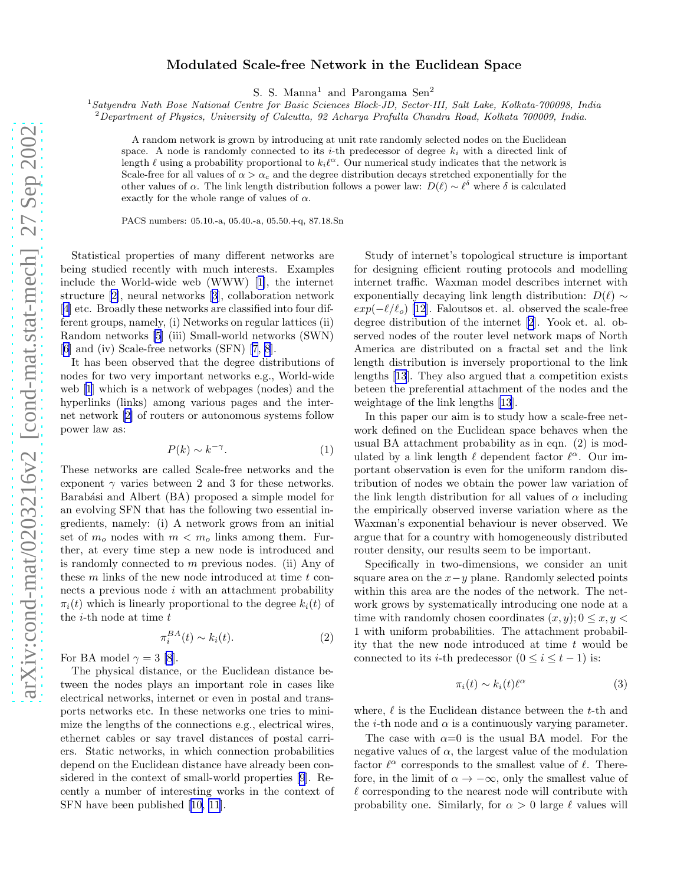# Modulated Scale-free Network in the Euclidean Space

S. S. Manna[1] and Parongama Sen[2]

[1] *Satyendra Nath Bose National Centre for Basic Sciences Block-JD, Sector-III, Salt Lake, Kolkata-700098, India*
[2] *Department of Physics, University of Calcutta, 92 Acharya Prafulla Chandra Road, Kolkata 700009, India.*

A random network is grown by introducing at unit rate randomly selected nodes on the Euclidean space. A node is randomly connected to its $i$-th predecessor of degree $k_i$ with a directed link of length $\ell$ using a probability proportional to $k_i \ell^\alpha$. Our numerical study indicates that the network is Scale-free for all values of $\alpha > \alpha_c$ and the degree distribution decays stretched exponentially for the other values of $\alpha$. The link length distribution follows a power law: $D(\ell) \sim \ell^\delta$ where $\delta$ is calculated exactly for the whole range of values of $\alpha$.

PACS numbers: 05.10.-a, 05.40.-a, 05.50.+q, 87.18.Sn

Statistical properties of many different networks are being studied recently with much interests. Examples include the World-wide web (WWW) [1], the internet structure [2], neural networks [3], collaboration network [4] etc. Broadly these networks are classified into four different groups, namely, (i) Networks on regular lattices (ii) Random networks [5] (iii) Small-world networks (SWN) [6] and (iv) Scale-free networks (SFN) [7, 8].

It has been observed that the degree distributions of nodes for two very important networks e.g., World-wide web [1] which is a network of webpages (nodes) and the hyperlinks (links) among various pages and the internet network [2] of routers or autonomous systems follow power law as:

$$P(k) \sim k^{-\gamma}. \tag{1}$$

These networks are called Scale-free networks and the exponent $\gamma$ varies between 2 and 3 for these networks. Barabási and Albert (BA) proposed a simple model for an evolving SFN that has the following two essential ingredients, namely: (i) A network grows from an initial set of $m_o$ nodes with $m < m_o$ links among them. Further, at every time step a new node is introduced and is randomly connected to $m$ previous nodes. (ii) Any of these $m$ links of the new node introduced at time $t$ connects a previous node $i$ with an attachment probability $\pi_i(t)$ which is linearly proportional to the degree $k_i(t)$ of the $i$-th node at time $t$

$$\pi_i^{BA}(t) \sim k_i(t). \tag{2}$$

For BA model $\gamma = 3$ [8].

The physical distance, or the Euclidean distance between the nodes plays an important role in cases like electrical networks, internet or even in postal and transports networks etc. In these networks one tries to minimize the lengths of the connections e.g., electrical wires, ethernet cables or say travel distances of postal carriers. Static networks, in which connection probabilities depend on the Euclidean distance have already been considered in the context of small-world properties [9]. Recently a number of interesting works in the context of SFN have been published [10, 11].

Study of internet's topological structure is important for designing efficient routing protocols and modelling internet traffic. Waxman model describes internet with exponentially decaying link length distribution: $D(\ell) \sim exp(-\ell/\ell_o)$ [12]. Faloutsos et. al. observed the scale-free degree distribution of the internet [2]. Yook et. al. observed nodes of the router level network maps of North America are distributed on a fractal set and the link length distribution is inversely proportional to the link lengths [13]. They also argued that a competition exists beteen the preferential attachment of the nodes and the weightage of the link lengths [13].

In this paper our aim is to study how a scale-free network defined on the Euclidean space behaves when the usual BA attachment probability as in eqn. (2) is modulated by a link length $\ell$ dependent factor $\ell^\alpha$. Our important observation is even for the uniform random distribution of nodes we obtain the power law variation of the link length distribution for all values of $\alpha$ including the empirically observed inverse variation where as the Waxman's exponential behaviour is never observed. We argue that for a country with homogeneously distributed router density, our results seem to be important.

Specifically in two-dimensions, we consider an unit square area on the $x-y$ plane. Randomly selected points within this area are the nodes of the network. The network grows by systematically introducing one node at a time with randomly chosen coordinates $(x, y); 0 \leq x, y < 1$ with uniform probabilities. The attachment probability that the new node introduced at time $t$ would be connected to its $i$-th predecessor $(0 \leq i \leq t-1)$ is:

$$\pi_i(t) \sim k_i(t) \ell^\alpha \tag{3}$$

where, $\ell$ is the Euclidean distance between the $t$-th and the $i$-th node and $\alpha$ is a continuously varying parameter.

The case with $\alpha$=0 is the usual BA model. For the negative values of $\alpha$, the largest value of the modulation factor $\ell^\alpha$ corresponds to the smallest value of $\ell$. Therefore, in the limit of $\alpha \to -\infty$, only the smallest value of $\ell$ corresponding to the nearest node will contribute with probability one. Similarly, for $\alpha > 0$ large $\ell$ values will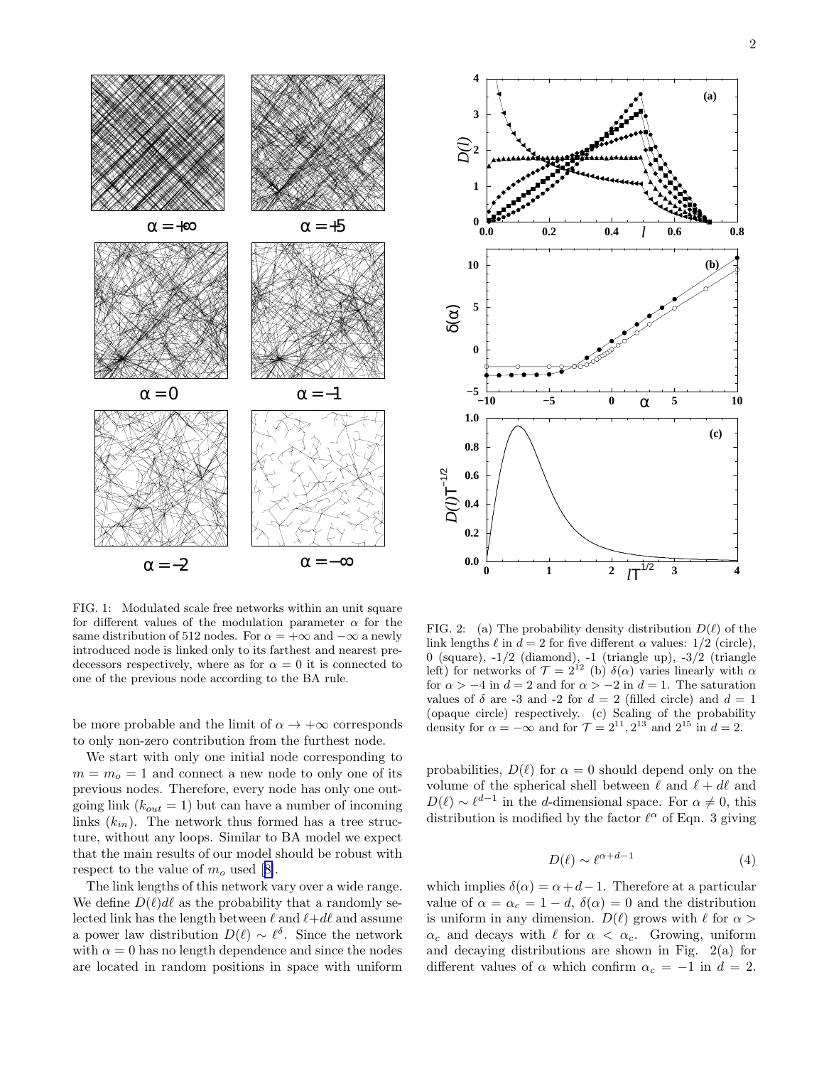FIG. 1: Modulated scale free networks within an unit square for different values of the modulation parameter $\alpha$ for the same distribution of 512 nodes. For $\alpha = +\infty$ and $-\infty$ a newly introduced node is linked only to its farthest and nearest predecessors respectively, where as for $\alpha = 0$ it is connected to one of the previous node according to the BA rule.

FIG. 2: (a) The probability density distribution $D(\ell)$ of the link lengths $\ell$ in $d = 2$ for five different $\alpha$ values: 1/2 (circle), 0 (square), -1/2 (diamond), -1 (triangle up), -3/2 (triangle left) for networks of $\mathcal{T} = 2^{12}$ (b) $\delta(\alpha)$ varies linearly with $\alpha$ for $\alpha > -4$ in $d = 2$ and for $\alpha > -2$ in $d = 1$. The saturation values of $\delta$ are -3 and -2 for $d = 2$ (filled circle) and $d = 1$ (opaque circle) respectively. (c) Scaling of the probability density for $\alpha = -\infty$ and for $\mathcal{T} = 2^{11}, 2^{13}$ and $2^{15}$ in $d = 2$.

be more probable and the limit of $\alpha \to +\infty$ corresponds to only non-zero contribution from the furthest node.

We start with only one initial node corresponding to $m = m_o = 1$ and connect a new node to only one of its previous nodes. Therefore, every node has only one outgoing link ($k_{out} = 1$) but can have a number of incoming links ($k_{in}$). The network thus formed has a tree structure, without any loops. Similar to BA model we expect that the main results of our model should be robust with respect to the value of $m_o$ used [8].

The link lengths of this network vary over a wide range. We define $D(\ell)d\ell$ as the probability that a randomly selected link has the length between $\ell$ and $\ell + d\ell$ and assume a power law distribution $D(\ell) \sim \ell^{\delta}$. Since the network with $\alpha = 0$ has no length dependence and since the nodes are located in random positions in space with uniform probabilities, $D(\ell)$ for $\alpha = 0$ should depend only on the volume of the spherical shell between $\ell$ and $\ell + d\ell$ and $D(\ell) \sim \ell^{d-1}$ in the $d$-dimensional space. For $\alpha \neq 0$, this distribution is modified by the factor $\ell^{\alpha}$ of Eqn. 3 giving

$$D(\ell) \sim \ell^{\alpha+d-1} \tag{4}$$

which implies $\delta(\alpha) = \alpha + d - 1$. Therefore at a particular value of $\alpha = \alpha_c = 1 - d$, $\delta(\alpha) = 0$ and the distribution is uniform in any dimension. $D(\ell)$ grows with $\ell$ for $\alpha > \alpha_c$ and decays with $\ell$ for $\alpha < \alpha_c$. Growing, uniform and decaying distributions are shown in Fig. 2(a) for different values of $\alpha$ which confirm $\alpha_c = -1$ in $d = 2$.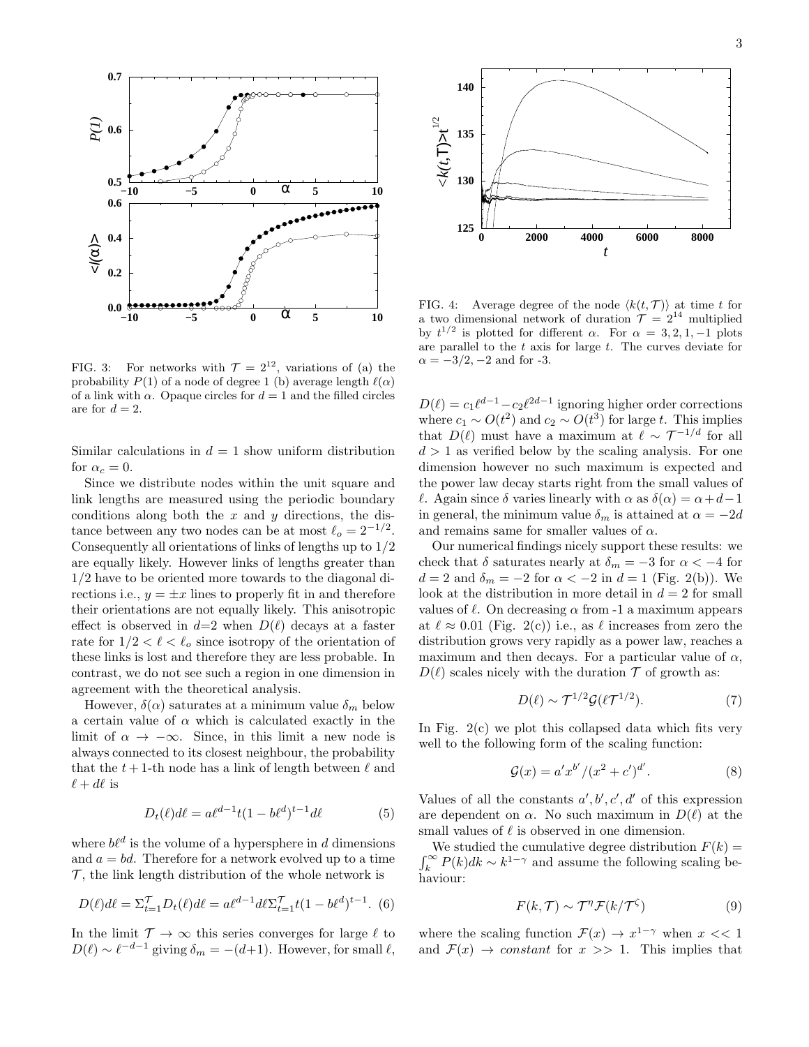FIG. 3: For networks with $\mathcal{T} = 2^{12}$, variations of (a) the probability $P(1)$ of a node of degree 1 (b) average length $\ell(\alpha)$ of a link with $\alpha$. Opaque circles for $d = 1$ and the filled circles are for $d = 2$.

FIG. 4: Average degree of the node $\langle k(t, \mathcal{T})\rangle$ at time $t$ for a two dimensional network of duration $\mathcal{T} = 2^{14}$ multiplied by $t^{1/2}$ is plotted for different $\alpha$. For $\alpha = 3, 2, 1, -1$ plots are parallel to the $t$ axis for large $t$. The curves deviate for $\alpha = -3/2, -2$ and for -3.

Similar calculations in $d = 1$ show uniform distribution for $\alpha_c = 0$.

Since we distribute nodes within the unit square and link lengths are measured using the periodic boundary conditions along both the $x$ and $y$ directions, the distance between any two nodes can be at most $\ell_o = 2^{-1/2}$. Consequently all orientations of links of lengths up to 1/2 are equally likely. However links of lengths greater than 1/2 have to be oriented more towards to the diagonal directions i.e., $y = \pm x$ lines to properly fit in and therefore their orientations are not equally likely. This anisotropic effect is observed in $d$=2 when $D(\ell)$ decays at a faster rate for $1/2 < \ell < \ell_o$ since isotropy of the orientation of these links is lost and therefore they are less probable. In contrast, we do not see such a region in one dimension in agreement with the theoretical analysis.

However, $\delta(\alpha)$ saturates at a minimum value $\delta_m$ below a certain value of $\alpha$ which is calculated exactly in the limit of $\alpha \to -\infty$. Since, in this limit a new node is always connected to its closest neighbour, the probability that the $t+1$-th node has a link of length between $\ell$ and $\ell + d\ell$ is

$$D_t(\ell)d\ell = a\ell^{d-1}t(1 - b\ell^d)^{t-1}d\ell \tag{5}$$

where $b\ell^d$ is the volume of a hypersphere in $d$ dimensions and $a = bd$. Therefore for a network evolved up to a time $\mathcal{T}$, the link length distribution of the whole network is

$$D(\ell)d\ell = \Sigma_{t=1}^{\mathcal{T}} D_t(\ell)d\ell = a\ell^{d-1}d\ell\Sigma_{t=1}^{\mathcal{T}} t(1 - b\ell^d)^{t-1}. \tag{6}$$

In the limit $\mathcal{T} \to \infty$ this series converges for large $\ell$ to $D(\ell) \sim \ell^{-d-1}$ giving $\delta_m = -(d+1)$. However, for small $\ell$, $D(\ell) = c_1\ell^{d-1} - c_2\ell^{2d-1}$ ignoring higher order corrections where $c_1 \sim O(t^2)$ and $c_2 \sim O(t^3)$ for large $t$. This implies that $D(\ell)$ must have a maximum at $\ell \sim \mathcal{T}^{-1/d}$ for all $d > 1$ as verified below by the scaling analysis. For one dimension however no such maximum is expected and the power law decay starts right from the small values of $\ell$. Again since $\delta$ varies linearly with $\alpha$ as $\delta(\alpha) = \alpha + d - 1$ in general, the minimum value $\delta_m$ is attained at $\alpha = -2d$ and remains same for smaller values of $\alpha$.

Our numerical findings nicely support these results: we check that $\delta$ saturates nearly at $\delta_m = -3$ for $\alpha < -4$ for $d = 2$ and $\delta_m = -2$ for $\alpha < -2$ in $d = 1$ (Fig. 2(b)). We look at the distribution in more detail in $d = 2$ for small values of $\ell$. On decreasing $\alpha$ from -1 a maximum appears at $\ell \approx 0.01$ (Fig. 2(c)) i.e., as $\ell$ increases from zero the distribution grows very rapidly as a power law, reaches a maximum and then decays. For a particular value of $\alpha$, $D(\ell)$ scales nicely with the duration $\mathcal{T}$ of growth as:

$$D(\ell) \sim \mathcal{T}^{1/2}\mathcal{G}(\ell\mathcal{T}^{1/2}). \tag{7}$$

In Fig. 2(c) we plot this collapsed data which fits very well to the following form of the scaling function:

$$\mathcal{G}(x) = a'x^{b'}/(x^2 + c')^{d'}. \tag{8}$$

Values of all the constants $a', b', c', d'$ of this expression are dependent on $\alpha$. No such maximum in $D(\ell)$ at the small values of $\ell$ is observed in one dimension.

We studied the cumulative degree distribution $F(k) = \int_k^\infty P(k)dk \sim k^{1-\gamma}$ and assume the following scaling behaviour:

$$F(k, \mathcal{T}) \sim \mathcal{T}^\eta \mathcal{F}(k/\mathcal{T}^\zeta) \tag{9}$$

where the scaling function $\mathcal{F}(x) \to x^{1-\gamma}$ when $x << 1$ and $\mathcal{F}(x) \to constant$ for $x >> 1$. This implies that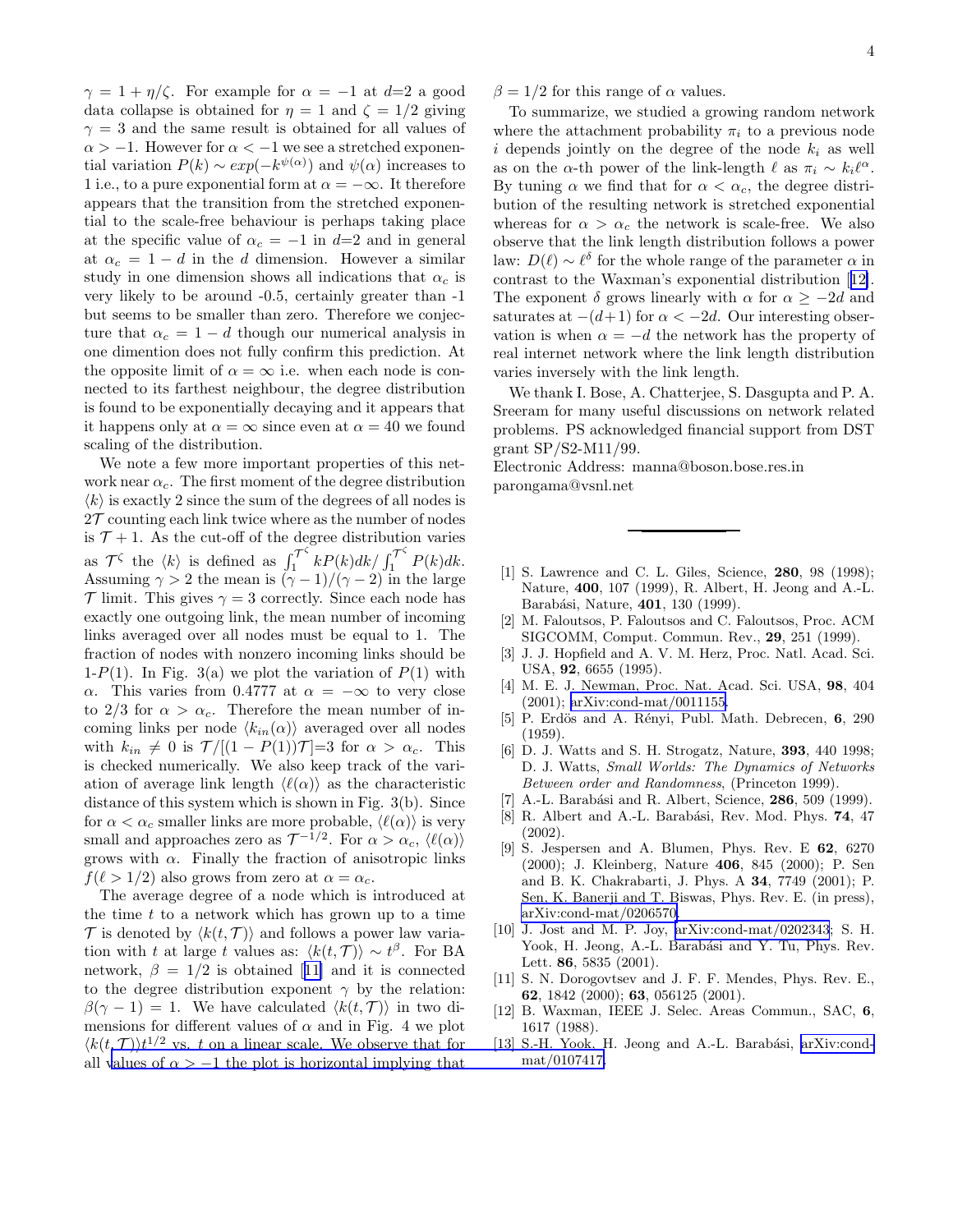$\gamma = 1 + \eta/\zeta$. For example for $\alpha = -1$ at $d$=2 a good data collapse is obtained for $\eta = 1$ and $\zeta = 1/2$ giving $\gamma = 3$ and the same result is obtained for all values of $\alpha > -1$. However for $\alpha < -1$ we see a stretched exponential variation $P(k) \sim exp(-k^{\psi(\alpha)})$ and $\psi(\alpha)$ increases to 1 i.e., to a pure exponential form at $\alpha = -\infty$. It therefore appears that the transition from the stretched exponential to the scale-free behaviour is perhaps taking place at the specific value of $\alpha_c = -1$ in $d$=2 and in general at $\alpha_c = 1 - d$ in the $d$ dimension. However a similar study in one dimension shows all indications that $\alpha_c$ is very likely to be around -0.5, certainly greater than -1 but seems to be smaller than zero. Therefore we conjecture that $\alpha_c = 1 - d$ though our numerical analysis in one dimention does not fully confirm this prediction. At the opposite limit of $\alpha = \infty$ i.e. when each node is connected to its farthest neighbour, the degree distribution is found to be exponentially decaying and it appears that it happens only at $\alpha = \infty$ since even at $\alpha = 40$ we found scaling of the distribution.

We note a few more important properties of this network near $\alpha_c$. The first moment of the degree distribution $\langle k \rangle$ is exactly 2 since the sum of the degrees of all nodes is $2\mathcal{T}$ counting each link twice where as the number of nodes is $\mathcal{T} + 1$. As the cut-off of the degree distribution varies as $\mathcal{T}^{\zeta}$ the $\langle k \rangle$ is defined as $\int_1^{\mathcal{T}^{\zeta}} kP(k)dk / \int_1^{\mathcal{T}^{\zeta}} P(k)dk$. Assuming $\gamma > 2$ the mean is $(\gamma - 1)/(\gamma - 2)$ in the large $\mathcal{T}$ limit. This gives $\gamma = 3$ correctly. Since each node has exactly one outgoing link, the mean number of incoming links averaged over all nodes must be equal to 1. The fraction of nodes with nonzero incoming links should be 1-$P(1)$. In Fig. 3(a) we plot the variation of $P(1)$ with $\alpha$. This varies from 0.4777 at $\alpha = -\infty$ to very close to 2/3 for $\alpha > \alpha_c$. Therefore the mean number of incoming links per node $\langle k_{in}(\alpha) \rangle$ averaged over all nodes with $k_{in} \neq 0$ is $\mathcal{T}/[(1 - P(1))\mathcal{T}]$=3 for $\alpha > \alpha_c$. This is checked numerically. We also keep track of the variation of average link length $\langle \ell(\alpha) \rangle$ as the characteristic distance of this system which is shown in Fig. 3(b). Since for $\alpha < \alpha_c$ smaller links are more probable, $\langle \ell(\alpha) \rangle$ is very small and approaches zero as $\mathcal{T}^{-1/2}$. For $\alpha > \alpha_c$, $\langle \ell(\alpha) \rangle$ grows with $\alpha$. Finally the fraction of anisotropic links $f(\ell > 1/2)$ also grows from zero at $\alpha = \alpha_c$.

The average degree of a node which is introduced at the time $t$ to a network which has grown up to a time $\mathcal{T}$ is denoted by $\langle k(t, \mathcal{T}) \rangle$ and follows a power law variation with $t$ at large $t$ values as: $\langle k(t, \mathcal{T}) \rangle \sim t^{\beta}$. For BA network, $\beta = 1/2$ is obtained [11] and it is connected to the degree distribution exponent $\gamma$ by the relation: $\beta(\gamma - 1) = 1$. We have calculated $\langle k(t, \mathcal{T}) \rangle$ in two dimensions for different values of $\alpha$ and in Fig. 4 we plot $\langle k(t, \mathcal{T}) \rangle t^{1/2}$ vs. $t$ on a linear scale. We observe that for all values of $\alpha > -1$ the plot is horizontal implying that $\beta = 1/2$ for this range of $\alpha$ values.

To summarize, we studied a growing random network where the attachment probability $\pi_i$ to a previous node $i$ depends jointly on the degree of the node $k_i$ as well as on the $\alpha$-th power of the link-length $\ell$ as $\pi_i \sim k_i \ell^{\alpha}$. By tuning $\alpha$ we find that for $\alpha < \alpha_c$, the degree distribution of the resulting network is stretched exponential whereas for $\alpha > \alpha_c$ the network is scale-free. We also observe that the link length distribution follows a power law: $D(\ell) \sim \ell^{\delta}$ for the whole range of the parameter $\alpha$ in contrast to the Waxman's exponential distribution [12]. The exponent $\delta$ grows linearly with $\alpha$ for $\alpha \geq -2d$ and saturates at $-(d+1)$ for $\alpha < -2d$. Our interesting observation is when $\alpha = -d$ the network has the property of real internet network where the link length distribution varies inversely with the link length.

We thank I. Bose, A. Chatterjee, S. Dasgupta and P. A. Sreeram for many useful discussions on network related problems. PS acknowledged financial support from DST grant SP/S2-M11/99.

Electronic Address: manna@boson.bose.res.in
parongama@vsnl.net

---

[1] S. Lawrence and C. L. Giles, Science, **280**, 98 (1998); Nature, **400**, 107 (1999), R. Albert, H. Jeong and A.-L. Barabási, Nature, **401**, 130 (1999).

[2] M. Faloutsos, P. Faloutsos and C. Faloutsos, Proc. ACM SIGCOMM, Comput. Commun. Rev., **29**, 251 (1999).

[3] J. J. Hopfield and A. V. M. Herz, Proc. Natl. Acad. Sci. USA, **92**, 6655 (1995).

[4] M. E. J. Newman, Proc. Nat. Acad. Sci. USA, **98**, 404 (2001); arXiv:cond-mat/0011155.

[5] P. Erdös and A. Rényi, Publ. Math. Debrecen, **6**, 290 (1959).

[6] D. J. Watts and S. H. Strogatz, Nature, **393**, 440 1998; D. J. Watts, *Small Worlds: The Dynamics of Networks Between order and Randomness*, (Princeton 1999).

[7] A.-L. Barabási and R. Albert, Science, **286**, 509 (1999).

[8] R. Albert and A.-L. Barabási, Rev. Mod. Phys. **74**, 47 (2002).

[9] S. Jespersen and A. Blumen, Phys. Rev. E **62**, 6270 (2000); J. Kleinberg, Nature **406**, 845 (2000); P. Sen and B. K. Chakrabarti, J. Phys. A **34**, 7749 (2001); P. Sen, K. Banerji and T. Biswas, Phys. Rev. E. (in press), arXiv:cond-mat/0206570.

[10] J. Jost and M. P. Joy, arXiv:cond-mat/0202343; S. H. Yook, H. Jeong, A.-L. Barabási and Y. Tu, Phys. Rev. Lett. **86**, 5835 (2001).

[11] S. N. Dorogovtsev and J. F. F. Mendes, Phys. Rev. E., **62**, 1842 (2000); **63**, 056125 (2001).

[12] B. Waxman, IEEE J. Selec. Areas Commun., SAC, **6**, 1617 (1988).

[13] S.-H. Yook, H. Jeong and A.-L. Barabási, arXiv:cond-mat/0107417.